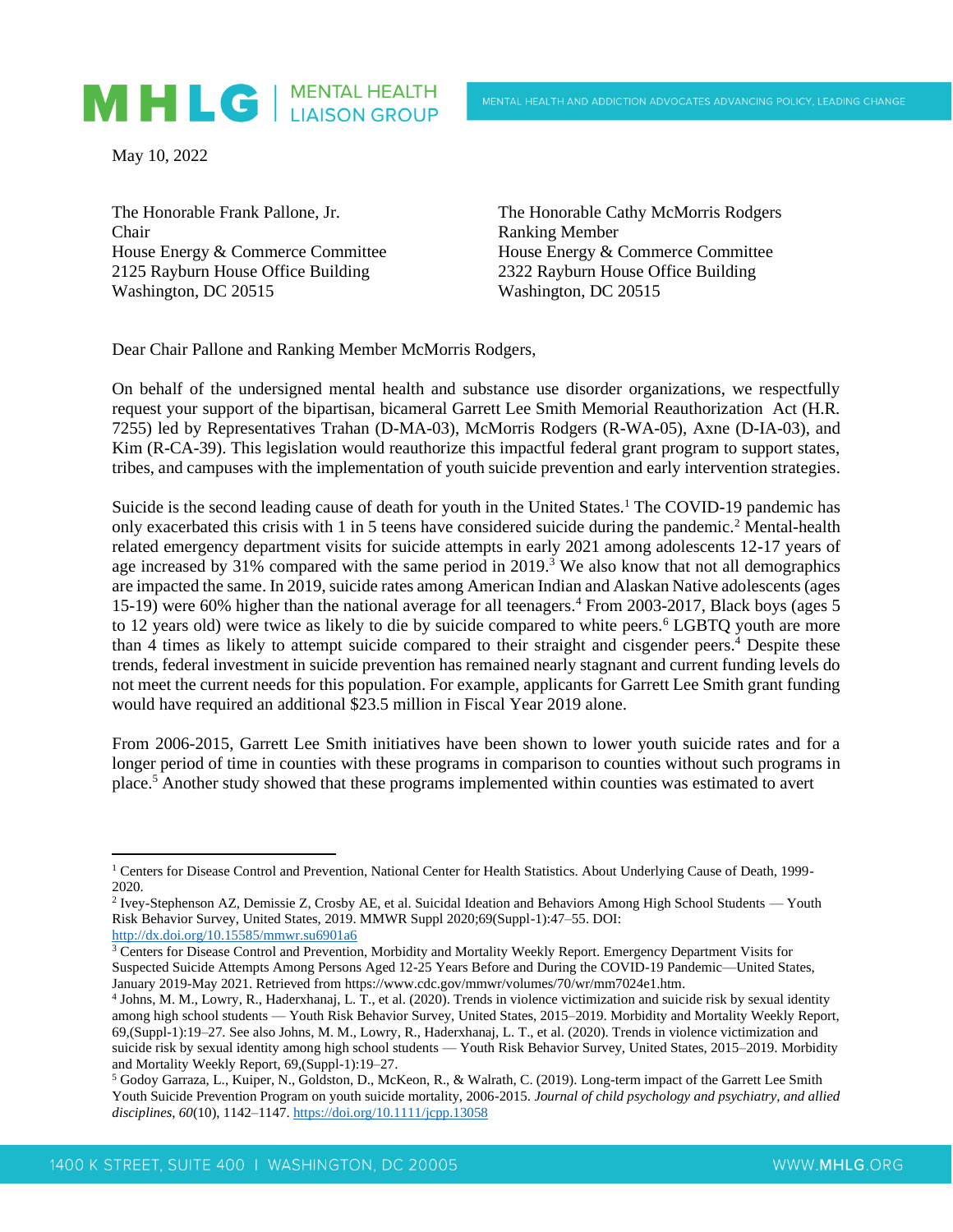May 10, 2022

The Honorable Frank Pallone, Jr.
Chair
House Energy & Commerce Committee
2125 Rayburn House Office Building
Washington, DC 20515

The Honorable Cathy McMorris Rodgers
Ranking Member
House Energy & Commerce Committee
2322 Rayburn House Office Building
Washington, DC 20515

Dear Chair Pallone and Ranking Member McMorris Rodgers,

On behalf of the undersigned mental health and substance use disorder organizations, we respectfully request your support of the bipartisan, bicameral Garrett Lee Smith Memorial Reauthorization Act (H.R. 7255) led by Representatives Trahan (D-MA-03), McMorris Rodgers (R-WA-05), Axne (D-IA-03), and Kim (R-CA-39). This legislation would reauthorize this impactful federal grant program to support states, tribes, and campuses with the implementation of youth suicide prevention and early intervention strategies.

Suicide is the second leading cause of death for youth in the United States.[1] The COVID-19 pandemic has only exacerbated this crisis with 1 in 5 teens have considered suicide during the pandemic.[2] Mental-health related emergency department visits for suicide attempts in early 2021 among adolescents 12-17 years of age increased by 31% compared with the same period in 2019.[3] We also know that not all demographics are impacted the same. In 2019, suicide rates among American Indian and Alaskan Native adolescents (ages 15-19) were 60% higher than the national average for all teenagers.[4] From 2003-2017, Black boys (ages 5 to 12 years old) were twice as likely to die by suicide compared to white peers.[6] LGBTQ youth are more than 4 times as likely to attempt suicide compared to their straight and cisgender peers.[4] Despite these trends, federal investment in suicide prevention has remained nearly stagnant and current funding levels do not meet the current needs for this population. For example, applicants for Garrett Lee Smith grant funding would have required an additional $23.5 million in Fiscal Year 2019 alone.

From 2006-2015, Garrett Lee Smith initiatives have been shown to lower youth suicide rates and for a longer period of time in counties with these programs in comparison to counties without such programs in place.[5] Another study showed that these programs implemented within counties was estimated to avert

---

[1] Centers for Disease Control and Prevention, National Center for Health Statistics. About Underlying Cause of Death, 1999-2020.

[2] Ivey-Stephenson AZ, Demissie Z, Crosby AE, et al. Suicidal Ideation and Behaviors Among High School Students — Youth Risk Behavior Survey, United States, 2019. MMWR Suppl 2020;69(Suppl-1):47–55. DOI: http://dx.doi.org/10.15585/mmwr.su6901a6

[3] Centers for Disease Control and Prevention, Morbidity and Mortality Weekly Report. Emergency Department Visits for Suspected Suicide Attempts Among Persons Aged 12-25 Years Before and During the COVID-19 Pandemic—United States, January 2019-May 2021. Retrieved from https://www.cdc.gov/mmwr/volumes/70/wr/mm7024e1.htm.

[4] Johns, M. M., Lowry, R., Haderxhanaj, L. T., et al. (2020). Trends in violence victimization and suicide risk by sexual identity among high school students — Youth Risk Behavior Survey, United States, 2015–2019. Morbidity and Mortality Weekly Report, 69,(Suppl-1):19–27. See also Johns, M. M., Lowry, R., Haderxhanaj, L. T., et al. (2020). Trends in violence victimization and suicide risk by sexual identity among high school students — Youth Risk Behavior Survey, United States, 2015–2019. Morbidity and Mortality Weekly Report, 69,(Suppl-1):19–27.

[5] Godoy Garraza, L., Kuiper, N., Goldston, D., McKeon, R., & Walrath, C. (2019). Long-term impact of the Garrett Lee Smith Youth Suicide Prevention Program on youth suicide mortality, 2006-2015. *Journal of child psychology and psychiatry, and allied disciplines*, *60*(10), 1142–1147. https://doi.org/10.1111/jcpp.13058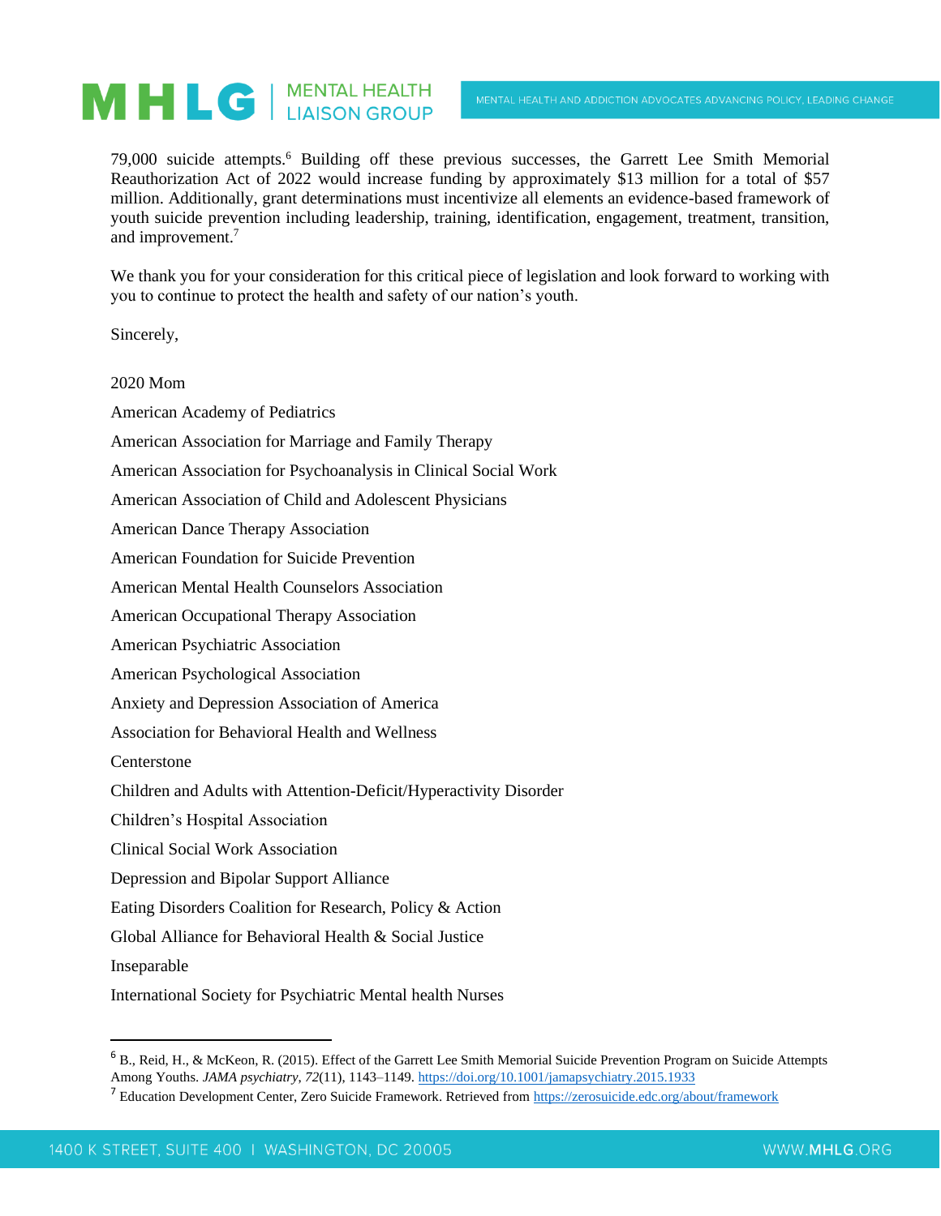79,000 suicide attempts.[6] Building off these previous successes, the Garrett Lee Smith Memorial Reauthorization Act of 2022 would increase funding by approximately $13 million for a total of $57 million. Additionally, grant determinations must incentivize all elements an evidence-based framework of youth suicide prevention including leadership, training, identification, engagement, treatment, transition, and improvement.[7]

We thank you for your consideration for this critical piece of legislation and look forward to working with you to continue to protect the health and safety of our nation's youth.

Sincerely,

2020 Mom

American Academy of Pediatrics

American Association for Marriage and Family Therapy

American Association for Psychoanalysis in Clinical Social Work

American Association of Child and Adolescent Physicians

American Dance Therapy Association

American Foundation for Suicide Prevention

American Mental Health Counselors Association

American Occupational Therapy Association

American Psychiatric Association

American Psychological Association

Anxiety and Depression Association of America

Association for Behavioral Health and Wellness

Centerstone

Children and Adults with Attention-Deficit/Hyperactivity Disorder

Children's Hospital Association

Clinical Social Work Association

Depression and Bipolar Support Alliance

Eating Disorders Coalition for Research, Policy & Action

Global Alliance for Behavioral Health & Social Justice

Inseparable

International Society for Psychiatric Mental health Nurses

---

[6] B., Reid, H., & McKeon, R. (2015). Effect of the Garrett Lee Smith Memorial Suicide Prevention Program on Suicide Attempts Among Youths. *JAMA psychiatry*, *72*(11), 1143–1149. https://doi.org/10.1001/jamapsychiatry.2015.1933

[7] Education Development Center, Zero Suicide Framework. Retrieved from https://zerosuicide.edc.org/about/framework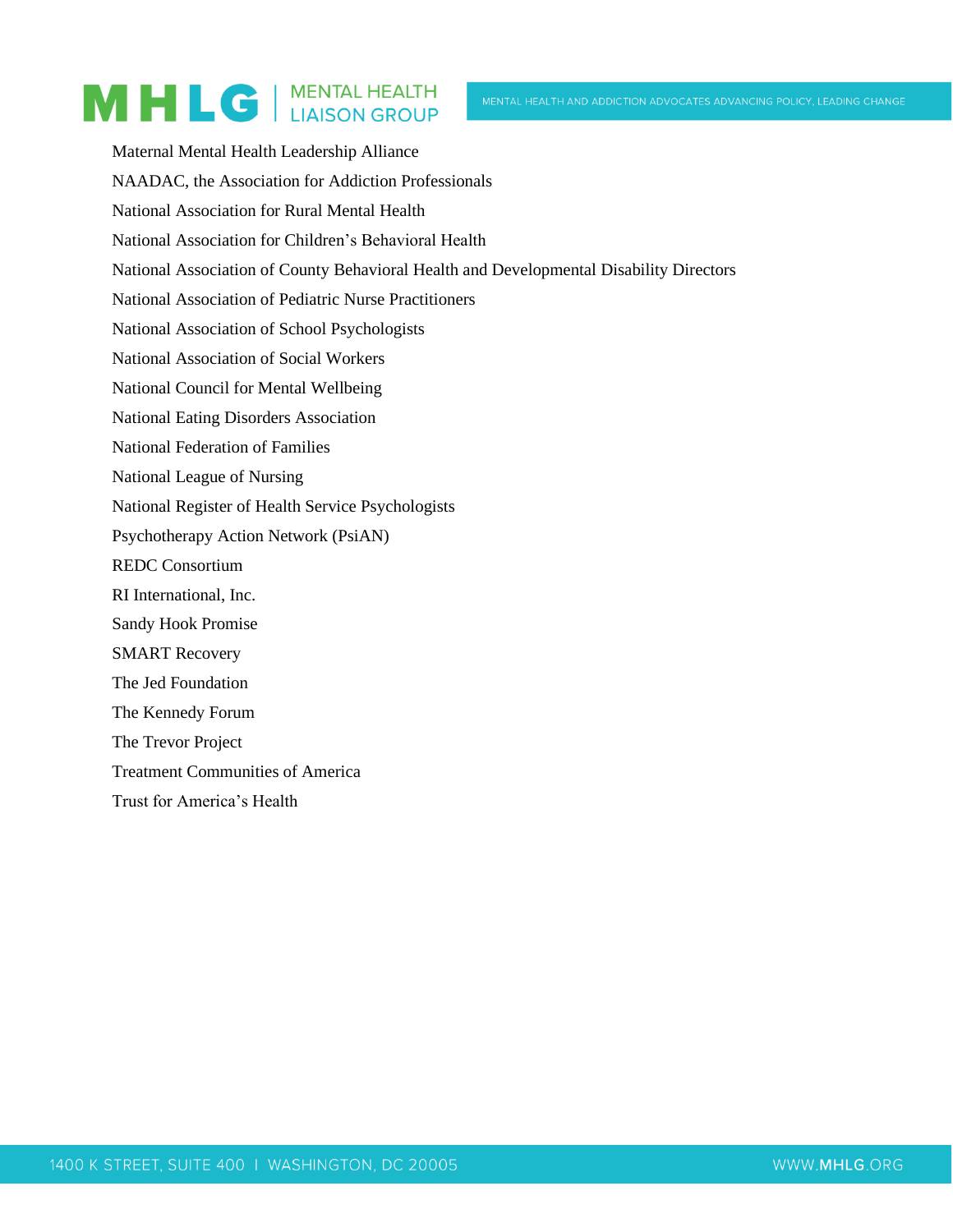Maternal Mental Health Leadership Alliance
NAADAC, the Association for Addiction Professionals
National Association for Rural Mental Health
National Association for Children's Behavioral Health
National Association of County Behavioral Health and Developmental Disability Directors
National Association of Pediatric Nurse Practitioners
National Association of School Psychologists
National Association of Social Workers
National Council for Mental Wellbeing
National Eating Disorders Association
National Federation of Families
National League of Nursing
National Register of Health Service Psychologists
Psychotherapy Action Network (PsiAN)
REDC Consortium
RI International, Inc.
Sandy Hook Promise
SMART Recovery
The Jed Foundation
The Kennedy Forum
The Trevor Project
Treatment Communities of America
Trust for America's Health